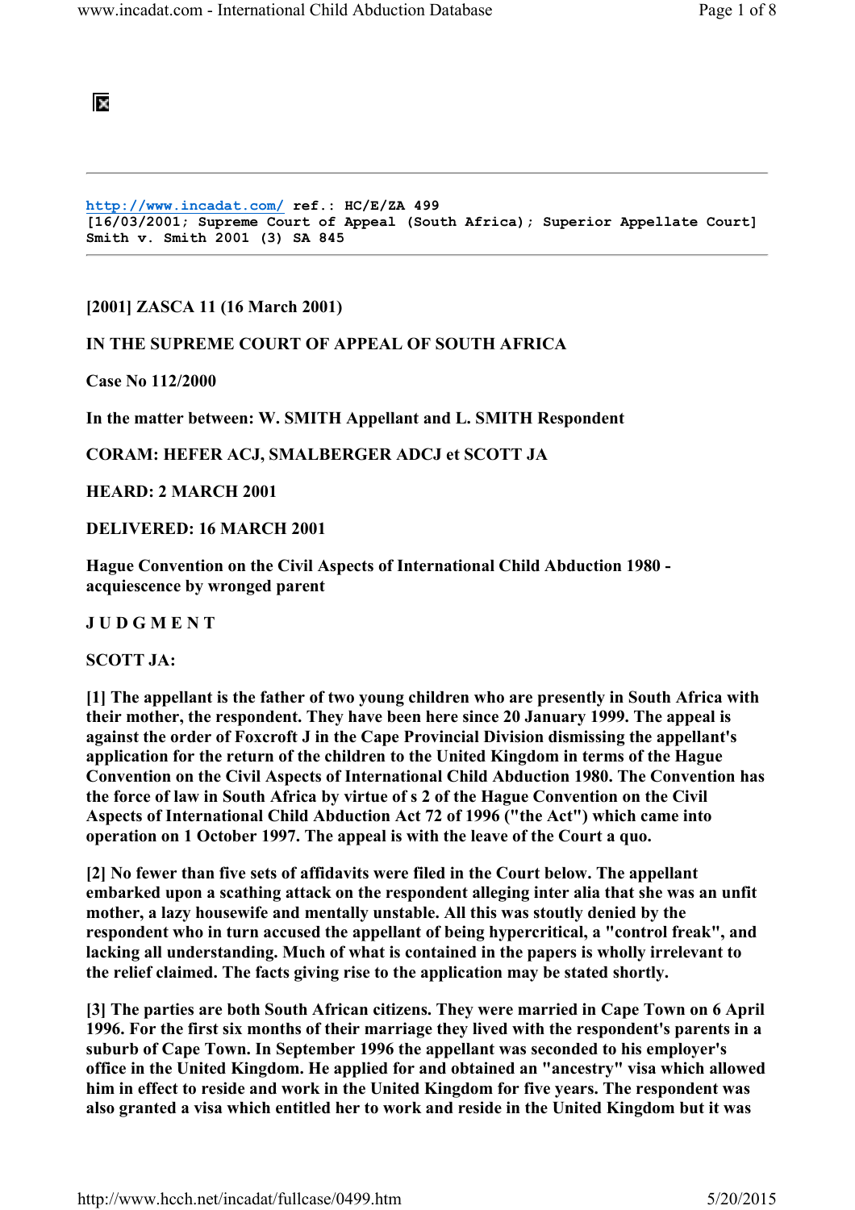http://www.incadat.com/ ref.: HC/E/ZA 499
[16/03/2001; Supreme Court of Appeal (South Africa); Superior Appellate Court]
Smith v. Smith 2001 (3) SA 845

**[2001] ZASCA 11 (16 March 2001)**

**IN THE SUPREME COURT OF APPEAL OF SOUTH AFRICA**

**Case No 112/2000**

**In the matter between: W. SMITH Appellant and L. SMITH Respondent**

**CORAM: HEFER ACJ, SMALBERGER ADCJ et SCOTT JA**

**HEARD: 2 MARCH 2001**

**DELIVERED: 16 MARCH 2001**

**Hague Convention on the Civil Aspects of International Child Abduction 1980 - acquiescence by wronged parent**

**J U D G M E N T**

**SCOTT JA:**

**[1] The appellant is the father of two young children who are presently in South Africa with their mother, the respondent. They have been here since 20 January 1999. The appeal is against the order of Foxcroft J in the Cape Provincial Division dismissing the appellant's application for the return of the children to the United Kingdom in terms of the Hague Convention on the Civil Aspects of International Child Abduction 1980. The Convention has the force of law in South Africa by virtue of s 2 of the Hague Convention on the Civil Aspects of International Child Abduction Act 72 of 1996 ("the Act") which came into operation on 1 October 1997. The appeal is with the leave of the Court a quo.**

**[2] No fewer than five sets of affidavits were filed in the Court below. The appellant embarked upon a scathing attack on the respondent alleging inter alia that she was an unfit mother, a lazy housewife and mentally unstable. All this was stoutly denied by the respondent who in turn accused the appellant of being hypercritical, a "control freak", and lacking all understanding. Much of what is contained in the papers is wholly irrelevant to the relief claimed. The facts giving rise to the application may be stated shortly.**

**[3] The parties are both South African citizens. They were married in Cape Town on 6 April 1996. For the first six months of their marriage they lived with the respondent's parents in a suburb of Cape Town. In September 1996 the appellant was seconded to his employer's office in the United Kingdom. He applied for and obtained an "ancestry" visa which allowed him in effect to reside and work in the United Kingdom for five years. The respondent was also granted a visa which entitled her to work and reside in the United Kingdom but it was**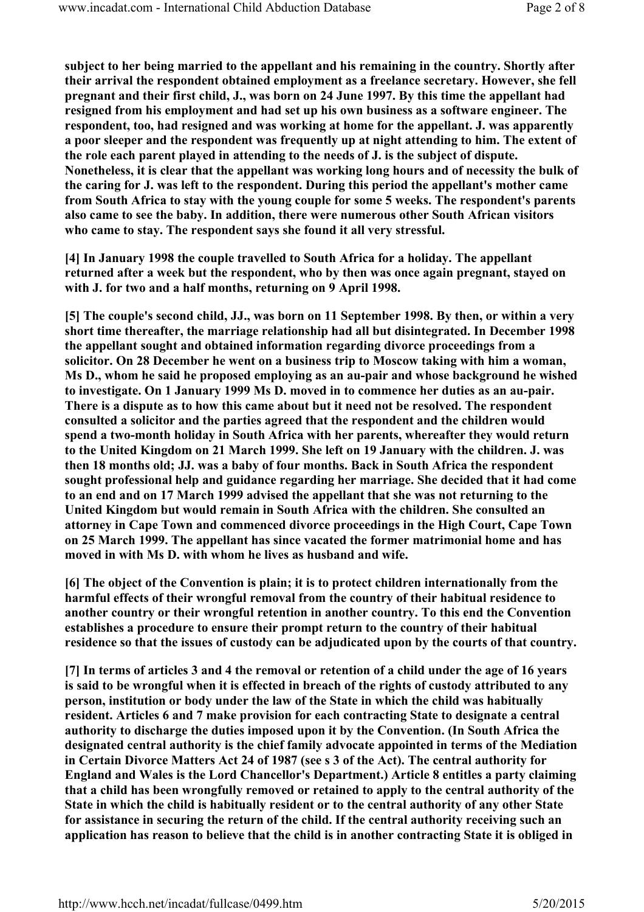**subject to her being married to the appellant and his remaining in the country. Shortly after their arrival the respondent obtained employment as a freelance secretary. However, she fell pregnant and their first child, J., was born on 24 June 1997. By this time the appellant had resigned from his employment and had set up his own business as a software engineer. The respondent, too, had resigned and was working at home for the appellant. J. was apparently a poor sleeper and the respondent was frequently up at night attending to him. The extent of the role each parent played in attending to the needs of J. is the subject of dispute. Nonetheless, it is clear that the appellant was working long hours and of necessity the bulk of the caring for J. was left to the respondent. During this period the appellant's mother came from South Africa to stay with the young couple for some 5 weeks. The respondent's parents also came to see the baby. In addition, there were numerous other South African visitors who came to stay. The respondent says she found it all very stressful.**

**[4] In January 1998 the couple travelled to South Africa for a holiday. The appellant returned after a week but the respondent, who by then was once again pregnant, stayed on with J. for two and a half months, returning on 9 April 1998.**

**[5] The couple's second child, JJ., was born on 11 September 1998. By then, or within a very short time thereafter, the marriage relationship had all but disintegrated. In December 1998 the appellant sought and obtained information regarding divorce proceedings from a solicitor. On 28 December he went on a business trip to Moscow taking with him a woman, Ms D., whom he said he proposed employing as an au-pair and whose background he wished to investigate. On 1 January 1999 Ms D. moved in to commence her duties as an au-pair. There is a dispute as to how this came about but it need not be resolved. The respondent consulted a solicitor and the parties agreed that the respondent and the children would spend a two-month holiday in South Africa with her parents, whereafter they would return to the United Kingdom on 21 March 1999. She left on 19 January with the children. J. was then 18 months old; JJ. was a baby of four months. Back in South Africa the respondent sought professional help and guidance regarding her marriage. She decided that it had come to an end and on 17 March 1999 advised the appellant that she was not returning to the United Kingdom but would remain in South Africa with the children. She consulted an attorney in Cape Town and commenced divorce proceedings in the High Court, Cape Town on 25 March 1999. The appellant has since vacated the former matrimonial home and has moved in with Ms D. with whom he lives as husband and wife.**

**[6] The object of the Convention is plain; it is to protect children internationally from the harmful effects of their wrongful removal from the country of their habitual residence to another country or their wrongful retention in another country. To this end the Convention establishes a procedure to ensure their prompt return to the country of their habitual residence so that the issues of custody can be adjudicated upon by the courts of that country.**

**[7] In terms of articles 3 and 4 the removal or retention of a child under the age of 16 years is said to be wrongful when it is effected in breach of the rights of custody attributed to any person, institution or body under the law of the State in which the child was habitually resident. Articles 6 and 7 make provision for each contracting State to designate a central authority to discharge the duties imposed upon it by the Convention. (In South Africa the designated central authority is the chief family advocate appointed in terms of the Mediation in Certain Divorce Matters Act 24 of 1987 (see s 3 of the Act). The central authority for England and Wales is the Lord Chancellor's Department.) Article 8 entitles a party claiming that a child has been wrongfully removed or retained to apply to the central authority of the State in which the child is habitually resident or to the central authority of any other State for assistance in securing the return of the child. If the central authority receiving such an application has reason to believe that the child is in another contracting State it is obliged in**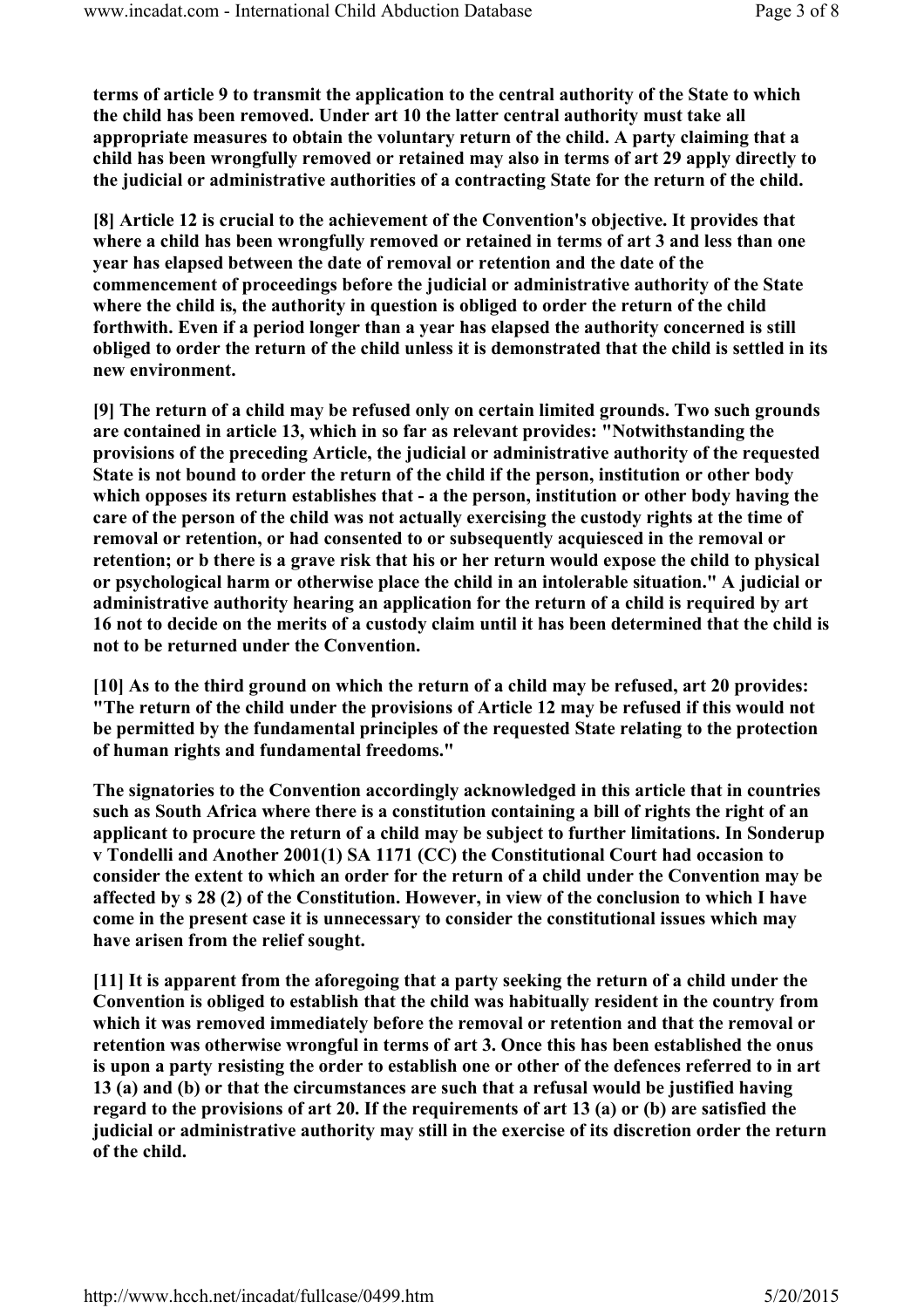**terms of article 9 to transmit the application to the central authority of the State to which the child has been removed. Under art 10 the latter central authority must take all appropriate measures to obtain the voluntary return of the child. A party claiming that a child has been wrongfully removed or retained may also in terms of art 29 apply directly to the judicial or administrative authorities of a contracting State for the return of the child.**

**[8] Article 12 is crucial to the achievement of the Convention's objective. It provides that where a child has been wrongfully removed or retained in terms of art 3 and less than one year has elapsed between the date of removal or retention and the date of the commencement of proceedings before the judicial or administrative authority of the State where the child is, the authority in question is obliged to order the return of the child forthwith. Even if a period longer than a year has elapsed the authority concerned is still obliged to order the return of the child unless it is demonstrated that the child is settled in its new environment.**

**[9] The return of a child may be refused only on certain limited grounds. Two such grounds are contained in article 13, which in so far as relevant provides: "Notwithstanding the provisions of the preceding Article, the judicial or administrative authority of the requested State is not bound to order the return of the child if the person, institution or other body which opposes its return establishes that - a the person, institution or other body having the care of the person of the child was not actually exercising the custody rights at the time of removal or retention, or had consented to or subsequently acquiesced in the removal or retention; or b there is a grave risk that his or her return would expose the child to physical or psychological harm or otherwise place the child in an intolerable situation." A judicial or administrative authority hearing an application for the return of a child is required by art 16 not to decide on the merits of a custody claim until it has been determined that the child is not to be returned under the Convention.**

**[10] As to the third ground on which the return of a child may be refused, art 20 provides: "The return of the child under the provisions of Article 12 may be refused if this would not be permitted by the fundamental principles of the requested State relating to the protection of human rights and fundamental freedoms."**

**The signatories to the Convention accordingly acknowledged in this article that in countries such as South Africa where there is a constitution containing a bill of rights the right of an applicant to procure the return of a child may be subject to further limitations. In Sonderup v Tondelli and Another 2001(1) SA 1171 (CC) the Constitutional Court had occasion to consider the extent to which an order for the return of a child under the Convention may be affected by s 28 (2) of the Constitution. However, in view of the conclusion to which I have come in the present case it is unnecessary to consider the constitutional issues which may have arisen from the relief sought.**

**[11] It is apparent from the aforegoing that a party seeking the return of a child under the Convention is obliged to establish that the child was habitually resident in the country from which it was removed immediately before the removal or retention and that the removal or retention was otherwise wrongful in terms of art 3. Once this has been established the onus is upon a party resisting the order to establish one or other of the defences referred to in art 13 (a) and (b) or that the circumstances are such that a refusal would be justified having regard to the provisions of art 20. If the requirements of art 13 (a) or (b) are satisfied the judicial or administrative authority may still in the exercise of its discretion order the return of the child.**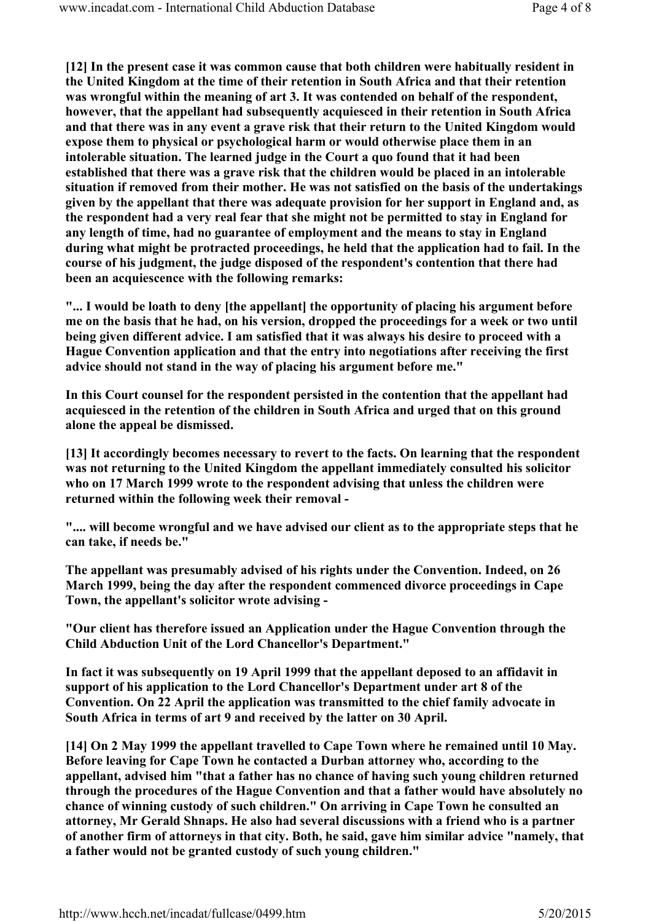**[12] In the present case it was common cause that both children were habitually resident in the United Kingdom at the time of their retention in South Africa and that their retention was wrongful within the meaning of art 3. It was contended on behalf of the respondent, however, that the appellant had subsequently acquiesced in their retention in South Africa and that there was in any event a grave risk that their return to the United Kingdom would expose them to physical or psychological harm or would otherwise place them in an intolerable situation. The learned judge in the Court a quo found that it had been established that there was a grave risk that the children would be placed in an intolerable situation if removed from their mother. He was not satisfied on the basis of the undertakings given by the appellant that there was adequate provision for her support in England and, as the respondent had a very real fear that she might not be permitted to stay in England for any length of time, had no guarantee of employment and the means to stay in England during what might be protracted proceedings, he held that the application had to fail. In the course of his judgment, the judge disposed of the respondent's contention that there had been an acquiescence with the following remarks:**

**"... I would be loath to deny [the appellant] the opportunity of placing his argument before me on the basis that he had, on his version, dropped the proceedings for a week or two until being given different advice. I am satisfied that it was always his desire to proceed with a Hague Convention application and that the entry into negotiations after receiving the first advice should not stand in the way of placing his argument before me."**

**In this Court counsel for the respondent persisted in the contention that the appellant had acquiesced in the retention of the children in South Africa and urged that on this ground alone the appeal be dismissed.**

**[13] It accordingly becomes necessary to revert to the facts. On learning that the respondent was not returning to the United Kingdom the appellant immediately consulted his solicitor who on 17 March 1999 wrote to the respondent advising that unless the children were returned within the following week their removal -**

**".... will become wrongful and we have advised our client as to the appropriate steps that he can take, if needs be."**

**The appellant was presumably advised of his rights under the Convention. Indeed, on 26 March 1999, being the day after the respondent commenced divorce proceedings in Cape Town, the appellant's solicitor wrote advising -**

**"Our client has therefore issued an Application under the Hague Convention through the Child Abduction Unit of the Lord Chancellor's Department."**

**In fact it was subsequently on 19 April 1999 that the appellant deposed to an affidavit in support of his application to the Lord Chancellor's Department under art 8 of the Convention. On 22 April the application was transmitted to the chief family advocate in South Africa in terms of art 9 and received by the latter on 30 April.**

**[14] On 2 May 1999 the appellant travelled to Cape Town where he remained until 10 May. Before leaving for Cape Town he contacted a Durban attorney who, according to the appellant, advised him "that a father has no chance of having such young children returned through the procedures of the Hague Convention and that a father would have absolutely no chance of winning custody of such children." On arriving in Cape Town he consulted an attorney, Mr Gerald Shnaps. He also had several discussions with a friend who is a partner of another firm of attorneys in that city. Both, he said, gave him similar advice "namely, that a father would not be granted custody of such young children."**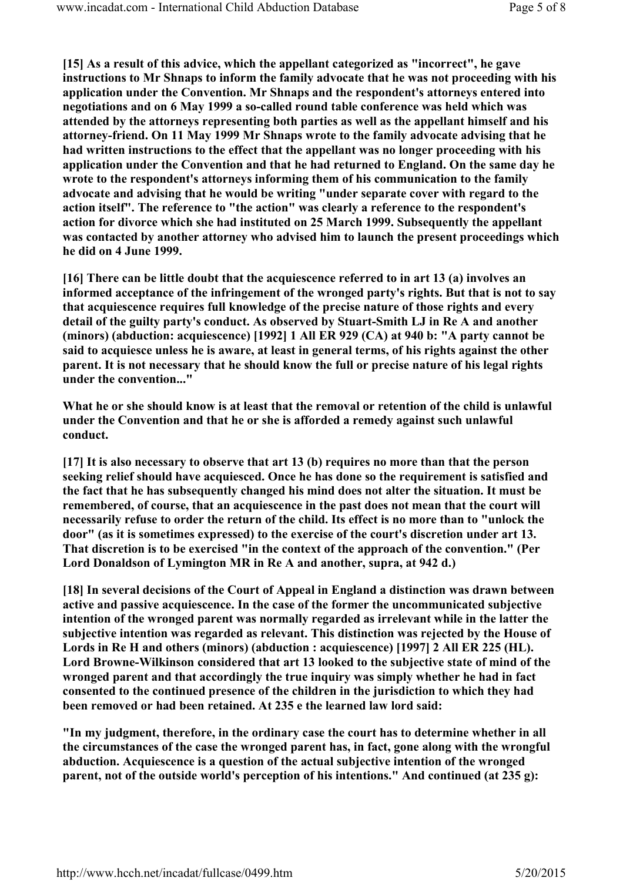**[15] As a result of this advice, which the appellant categorized as "incorrect", he gave instructions to Mr Shnaps to inform the family advocate that he was not proceeding with his application under the Convention. Mr Shnaps and the respondent's attorneys entered into negotiations and on 6 May 1999 a so-called round table conference was held which was attended by the attorneys representing both parties as well as the appellant himself and his attorney-friend. On 11 May 1999 Mr Shnaps wrote to the family advocate advising that he had written instructions to the effect that the appellant was no longer proceeding with his application under the Convention and that he had returned to England. On the same day he wrote to the respondent's attorneys informing them of his communication to the family advocate and advising that he would be writing "under separate cover with regard to the action itself". The reference to "the action" was clearly a reference to the respondent's action for divorce which she had instituted on 25 March 1999. Subsequently the appellant was contacted by another attorney who advised him to launch the present proceedings which he did on 4 June 1999.**

**[16] There can be little doubt that the acquiescence referred to in art 13 (a) involves an informed acceptance of the infringement of the wronged party's rights. But that is not to say that acquiescence requires full knowledge of the precise nature of those rights and every detail of the guilty party's conduct. As observed by Stuart-Smith LJ in Re A and another (minors) (abduction: acquiescence) [1992] 1 All ER 929 (CA) at 940 b: "A party cannot be said to acquiesce unless he is aware, at least in general terms, of his rights against the other parent. It is not necessary that he should know the full or precise nature of his legal rights under the convention..."**

**What he or she should know is at least that the removal or retention of the child is unlawful under the Convention and that he or she is afforded a remedy against such unlawful conduct.**

**[17] It is also necessary to observe that art 13 (b) requires no more than that the person seeking relief should have acquiesced. Once he has done so the requirement is satisfied and the fact that he has subsequently changed his mind does not alter the situation. It must be remembered, of course, that an acquiescence in the past does not mean that the court will necessarily refuse to order the return of the child. Its effect is no more than to "unlock the door" (as it is sometimes expressed) to the exercise of the court's discretion under art 13. That discretion is to be exercised "in the context of the approach of the convention." (Per Lord Donaldson of Lymington MR in Re A and another, supra, at 942 d.)**

**[18] In several decisions of the Court of Appeal in England a distinction was drawn between active and passive acquiescence. In the case of the former the uncommunicated subjective intention of the wronged parent was normally regarded as irrelevant while in the latter the subjective intention was regarded as relevant. This distinction was rejected by the House of Lords in Re H and others (minors) (abduction : acquiescence) [1997] 2 All ER 225 (HL). Lord Browne-Wilkinson considered that art 13 looked to the subjective state of mind of the wronged parent and that accordingly the true inquiry was simply whether he had in fact consented to the continued presence of the children in the jurisdiction to which they had been removed or had been retained. At 235 e the learned law lord said:**

**"In my judgment, therefore, in the ordinary case the court has to determine whether in all the circumstances of the case the wronged parent has, in fact, gone along with the wrongful abduction. Acquiescence is a question of the actual subjective intention of the wronged parent, not of the outside world's perception of his intentions." And continued (at 235 g):**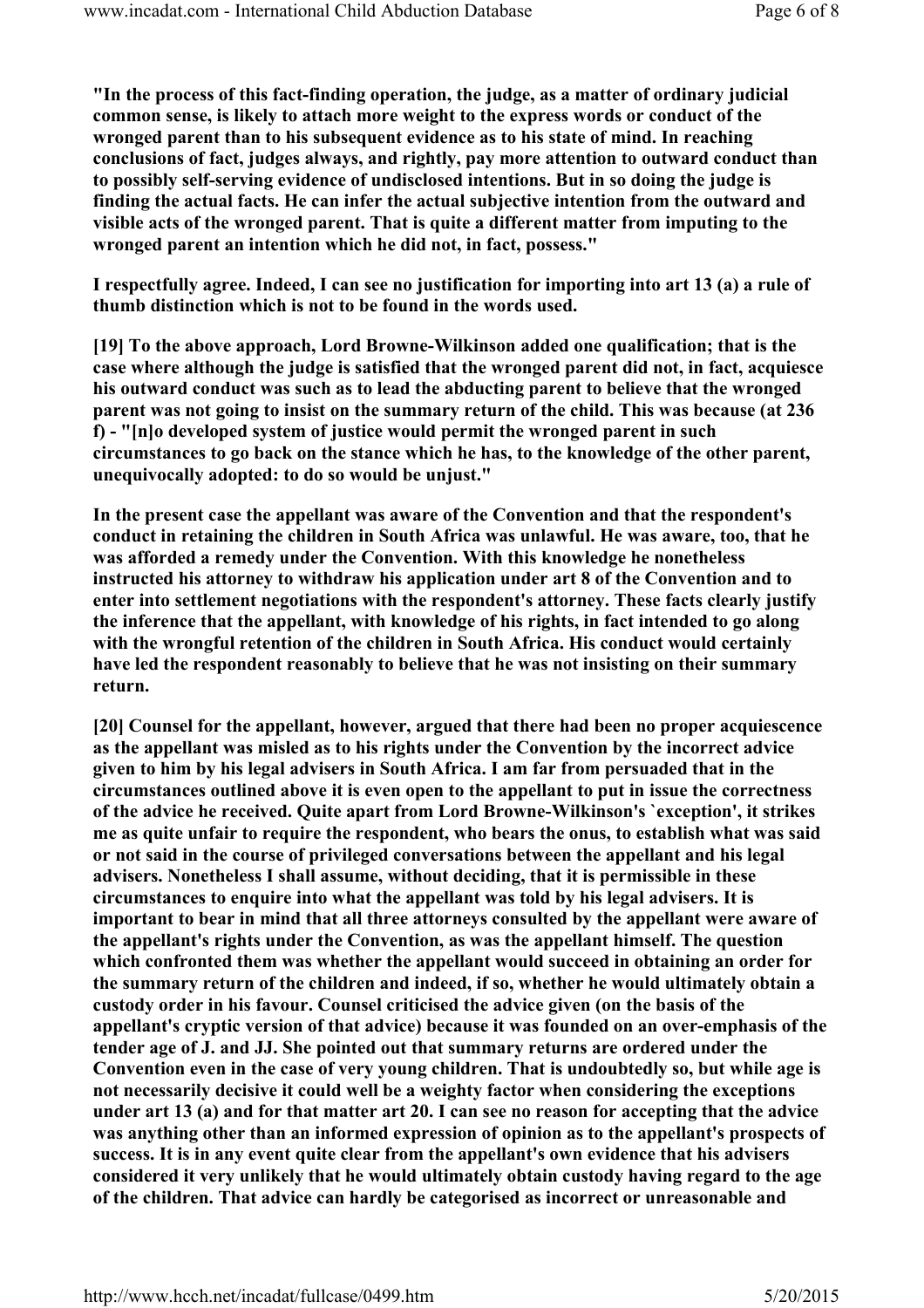**"In the process of this fact-finding operation, the judge, as a matter of ordinary judicial common sense, is likely to attach more weight to the express words or conduct of the wronged parent than to his subsequent evidence as to his state of mind. In reaching conclusions of fact, judges always, and rightly, pay more attention to outward conduct than to possibly self-serving evidence of undisclosed intentions. But in so doing the judge is finding the actual facts. He can infer the actual subjective intention from the outward and visible acts of the wronged parent. That is quite a different matter from imputing to the wronged parent an intention which he did not, in fact, possess."**

**I respectfully agree. Indeed, I can see no justification for importing into art 13 (a) a rule of thumb distinction which is not to be found in the words used.**

**[19] To the above approach, Lord Browne-Wilkinson added one qualification; that is the case where although the judge is satisfied that the wronged parent did not, in fact, acquiesce his outward conduct was such as to lead the abducting parent to believe that the wronged parent was not going to insist on the summary return of the child. This was because (at 236 f) - "[n]o developed system of justice would permit the wronged parent in such circumstances to go back on the stance which he has, to the knowledge of the other parent, unequivocally adopted: to do so would be unjust."**

**In the present case the appellant was aware of the Convention and that the respondent's conduct in retaining the children in South Africa was unlawful. He was aware, too, that he was afforded a remedy under the Convention. With this knowledge he nonetheless instructed his attorney to withdraw his application under art 8 of the Convention and to enter into settlement negotiations with the respondent's attorney. These facts clearly justify the inference that the appellant, with knowledge of his rights, in fact intended to go along with the wrongful retention of the children in South Africa. His conduct would certainly have led the respondent reasonably to believe that he was not insisting on their summary return.**

**[20] Counsel for the appellant, however, argued that there had been no proper acquiescence as the appellant was misled as to his rights under the Convention by the incorrect advice given to him by his legal advisers in South Africa. I am far from persuaded that in the circumstances outlined above it is even open to the appellant to put in issue the correctness of the advice he received. Quite apart from Lord Browne-Wilkinson's `exception', it strikes me as quite unfair to require the respondent, who bears the onus, to establish what was said or not said in the course of privileged conversations between the appellant and his legal advisers. Nonetheless I shall assume, without deciding, that it is permissible in these circumstances to enquire into what the appellant was told by his legal advisers. It is important to bear in mind that all three attorneys consulted by the appellant were aware of the appellant's rights under the Convention, as was the appellant himself. The question which confronted them was whether the appellant would succeed in obtaining an order for the summary return of the children and indeed, if so, whether he would ultimately obtain a custody order in his favour. Counsel criticised the advice given (on the basis of the appellant's cryptic version of that advice) because it was founded on an over-emphasis of the tender age of J. and JJ. She pointed out that summary returns are ordered under the Convention even in the case of very young children. That is undoubtedly so, but while age is not necessarily decisive it could well be a weighty factor when considering the exceptions under art 13 (a) and for that matter art 20. I can see no reason for accepting that the advice was anything other than an informed expression of opinion as to the appellant's prospects of success. It is in any event quite clear from the appellant's own evidence that his advisers considered it very unlikely that he would ultimately obtain custody having regard to the age of the children. That advice can hardly be categorised as incorrect or unreasonable and**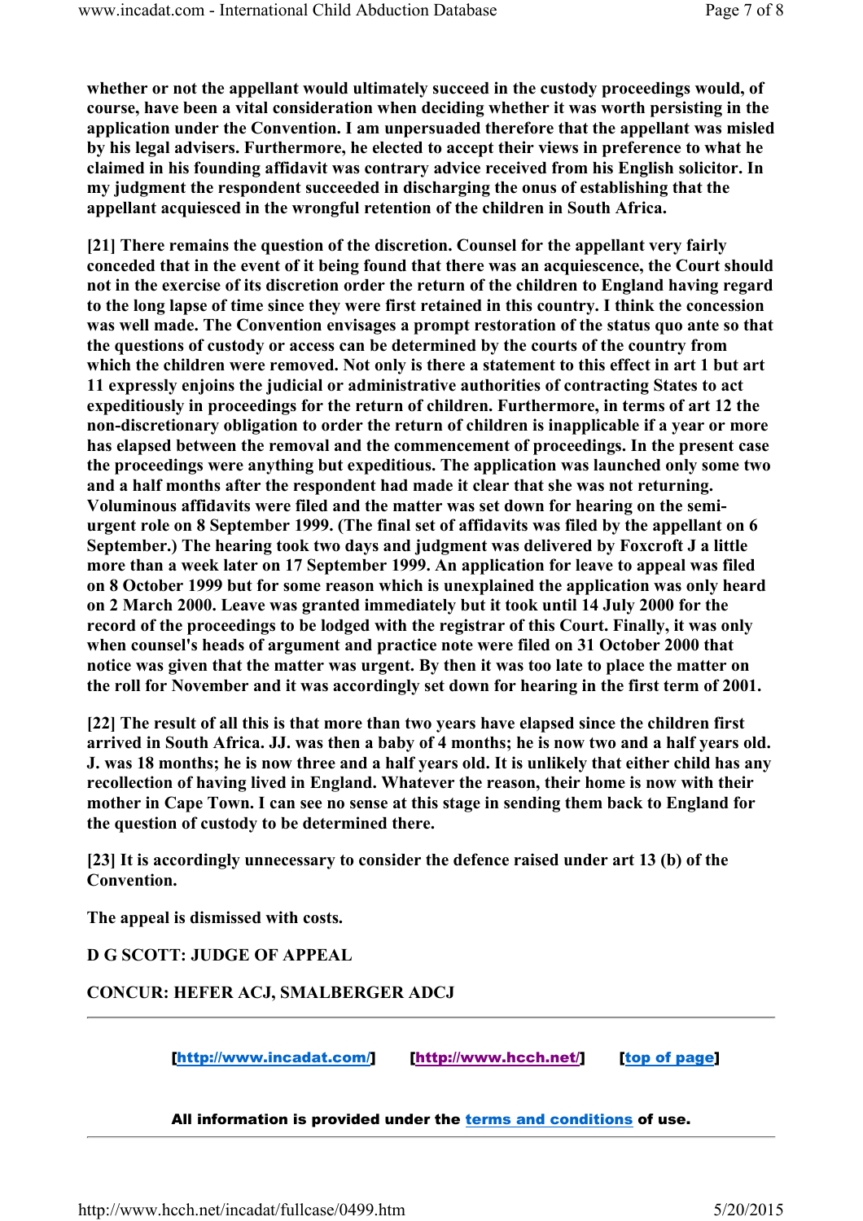**whether or not the appellant would ultimately succeed in the custody proceedings would, of course, have been a vital consideration when deciding whether it was worth persisting in the application under the Convention. I am unpersuaded therefore that the appellant was misled by his legal advisers. Furthermore, he elected to accept their views in preference to what he claimed in his founding affidavit was contrary advice received from his English solicitor. In my judgment the respondent succeeded in discharging the onus of establishing that the appellant acquiesced in the wrongful retention of the children in South Africa.**

**[21] There remains the question of the discretion. Counsel for the appellant very fairly conceded that in the event of it being found that there was an acquiescence, the Court should not in the exercise of its discretion order the return of the children to England having regard to the long lapse of time since they were first retained in this country. I think the concession was well made. The Convention envisages a prompt restoration of the status quo ante so that the questions of custody or access can be determined by the courts of the country from which the children were removed. Not only is there a statement to this effect in art 1 but art 11 expressly enjoins the judicial or administrative authorities of contracting States to act expeditiously in proceedings for the return of children. Furthermore, in terms of art 12 the non-discretionary obligation to order the return of children is inapplicable if a year or more has elapsed between the removal and the commencement of proceedings. In the present case the proceedings were anything but expeditious. The application was launched only some two and a half months after the respondent had made it clear that she was not returning. Voluminous affidavits were filed and the matter was set down for hearing on the semi-urgent role on 8 September 1999. (The final set of affidavits was filed by the appellant on 6 September.) The hearing took two days and judgment was delivered by Foxcroft J a little more than a week later on 17 September 1999. An application for leave to appeal was filed on 8 October 1999 but for some reason which is unexplained the application was only heard on 2 March 2000. Leave was granted immediately but it took until 14 July 2000 for the record of the proceedings to be lodged with the registrar of this Court. Finally, it was only when counsel's heads of argument and practice note were filed on 31 October 2000 that notice was given that the matter was urgent. By then it was too late to place the matter on the roll for November and it was accordingly set down for hearing in the first term of 2001.**

**[22] The result of all this is that more than two years have elapsed since the children first arrived in South Africa. JJ. was then a baby of 4 months; he is now two and a half years old. J. was 18 months; he is now three and a half years old. It is unlikely that either child has any recollection of having lived in England. Whatever the reason, their home is now with their mother in Cape Town. I can see no sense at this stage in sending them back to England for the question of custody to be determined there.**

**[23] It is accordingly unnecessary to consider the defence raised under art 13 (b) of the Convention.**

**The appeal is dismissed with costs.**

**D G SCOTT: JUDGE OF APPEAL**

**CONCUR: HEFER ACJ, SMALBERGER ADCJ**

---

**[http://www.incadat.com/]** **[http://www.hcch.net/]** **[top of page]**

**All information is provided under the terms and conditions of use.**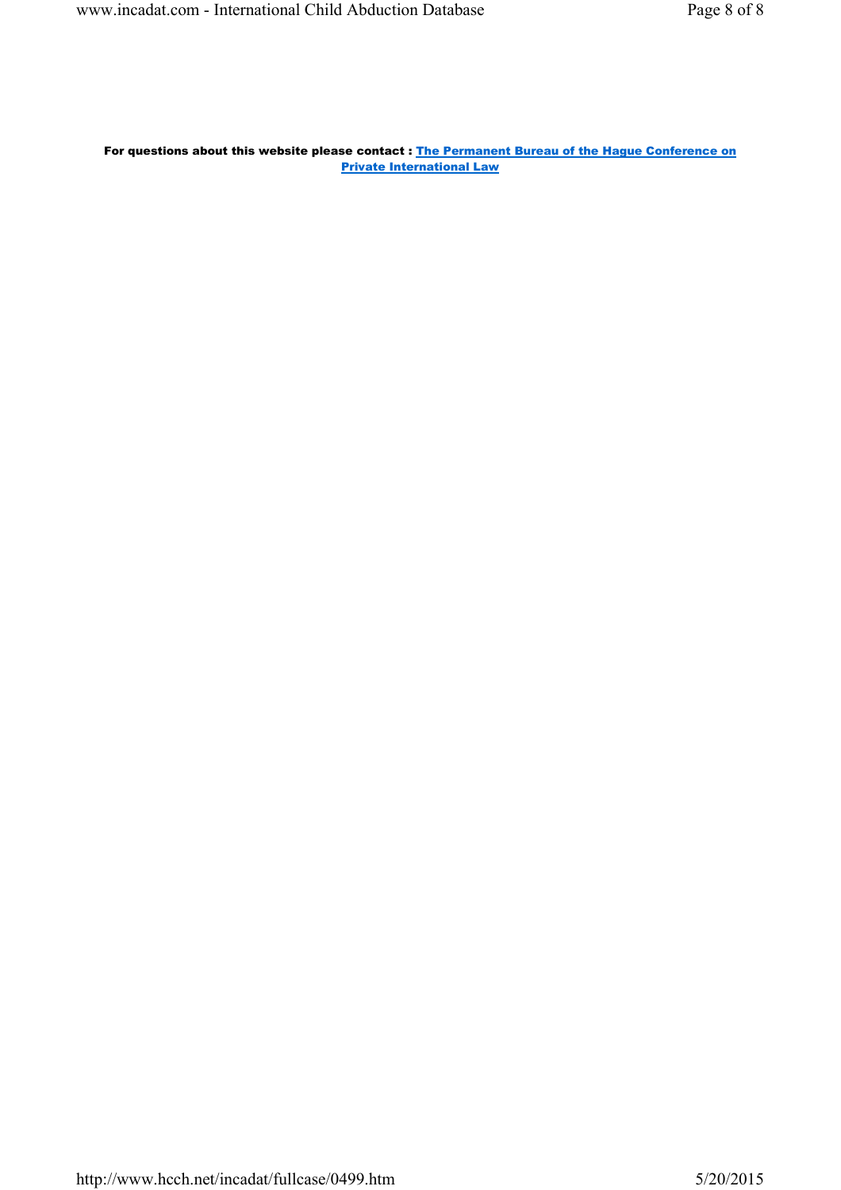**For questions about this website please contact : The Permanent Bureau of the Hague Conference on Private International Law**